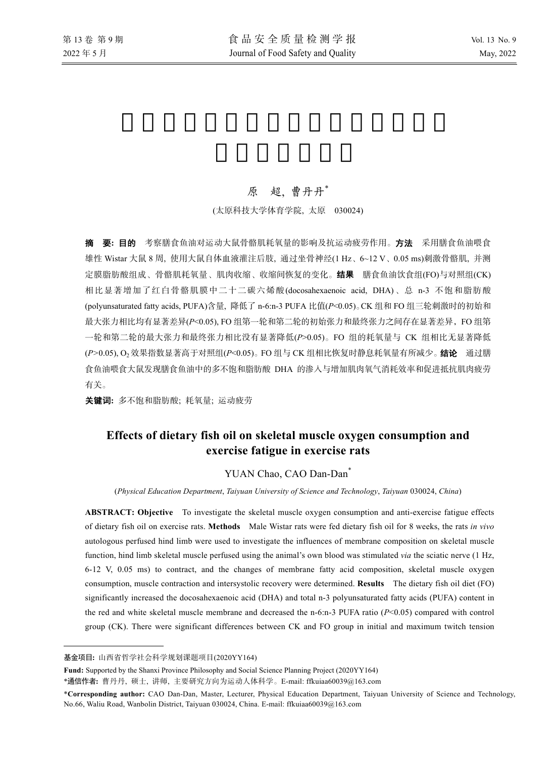原　超, 曹丹丹*

(太原科技大学体育学院, 太原　030024)

**摘　要: 目的**　考察膳食鱼油对运动大鼠骨骼肌耗氧量的影响及抗运动疲劳作用。**方法**　采用膳食鱼油喂食雄性 Wistar 大鼠 8 周, 使用大鼠自体血液灌注后肢, 通过坐骨神经(1 Hz、6~12 V、0.05 ms)刺激骨骼肌, 并测定膜脂肪酸组成、骨骼肌耗氧量、肌肉收缩、收缩间恢复的变化。**结果**　膳食鱼油饮食组(FO)与对照组(CK)相比显著增加了红白骨骼肌膜中二十二碳六烯酸(docosahexaenoic acid, DHA)、总 n-3 不饱和脂肪酸(polyunsaturated fatty acids, PUFA)含量, 降低了 n-6:n-3 PUFA 比值($P<0.05$)。CK 组和 FO 组三轮刺激时的初始和最大张力相比均有显著差异($P<0.05$), FO 组第一轮和第二轮的初始张力和最终张力之间存在显著差异，FO 组第一轮和第二轮的最大张力和最终张力相比没有显著降低($P>0.05$)。FO 组的耗氧量与 CK 组相比无显著降低($P>0.05$), $O_2$ 效果指数显著高于对照组($P<0.05$)。FO 组与 CK 组相比恢复时静息耗氧量有所减少。**结论**　通过膳食鱼油喂食大鼠发现膳食鱼油中的多不饱和脂肪酸 DHA 的渗入与增加肌肉氧气消耗效率和促进抵抗肌肉疲劳有关。

**关键词:** 多不饱和脂肪酸; 耗氧量; 运动疲劳

## Effects of dietary fish oil on skeletal muscle oxygen consumption and exercise fatigue in exercise rats

YUAN Chao, CAO Dan-Dan*

(*Physical Education Department*, *Taiyuan University of Science and Technology*, *Taiyuan* 030024, *China*)

**ABSTRACT: Objective**　To investigate the skeletal muscle oxygen consumption and anti-exercise fatigue effects of dietary fish oil on exercise rats. **Methods**　Male Wistar rats were fed dietary fish oil for 8 weeks, the rats *in vivo* autologous perfused hind limb were used to investigate the influences of membrane composition on skeletal muscle function, hind limb skeletal muscle perfused using the animal's own blood was stimulated *via* the sciatic nerve (1 Hz, 6-12 V, 0.05 ms) to contract, and the changes of membrane fatty acid composition, skeletal muscle oxygen consumption, muscle contraction and intersystolic recovery were determined. **Results**　The dietary fish oil diet (FO) significantly increased the docosahexaenoic acid (DHA) and total n-3 polyunsaturated fatty acids (PUFA) content in the red and white skeletal muscle membrane and decreased the n-6:n-3 PUFA ratio ($P<0.05$) compared with control group (CK). There were significant differences between CK and FO group in initial and maximum twitch tension

---

**基金项目:** 山西省哲学社会科学规划课题项目(2020YY164)

**Fund:** Supported by the Shanxi Province Philosophy and Social Science Planning Project (2020YY164)

***通信作者:** 曹丹丹, 硕士, 讲师, 主要研究方向为运动人体科学。E-mail: ffkuiaa60039@163.com

***Corresponding author:** CAO Dan-Dan, Master, Lecturer, Physical Education Department, Taiyuan University of Science and Technology, No.66, Waliu Road, Wanbolin District, Taiyuan 030024, China. E-mail: ffkuiaa60039@163.com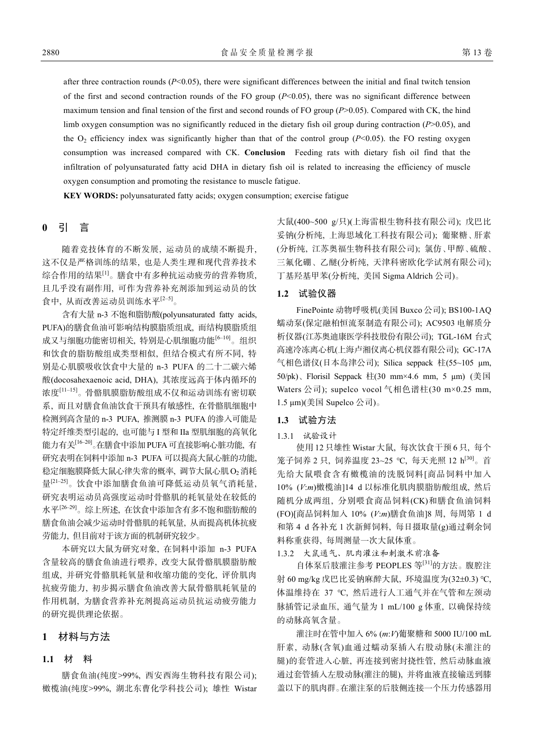after three contraction rounds ($P$<0.05), there were significant differences between the initial and final twitch tension of the first and second contraction rounds of the FO group ($P$<0.05), there was no significant difference between maximum tension and final tension of the first and second rounds of FO group ($P$>0.05). Compared with CK, the hind limb oxygen consumption was no significantly reduced in the dietary fish oil group during contraction ($P$>0.05), and the $O_2$ efficiency index was significantly higher than that of the control group ($P$<0.05). the FO resting oxygen consumption was increased compared with CK. **Conclusion** Feeding rats with dietary fish oil find that the infiltration of polyunsaturated fatty acid DHA in dietary fish oil is related to increasing the efficiency of muscle oxygen consumption and promoting the resistance to muscle fatigue.

**KEY WORDS:** polyunsaturated fatty acids; oxygen consumption; exercise fatigue

## 0 引 言

随着竞技体育的不断发展, 运动员的成绩不断提升, 这不仅是严格训练的结果, 也是人类生理和现代营养技术综合作用的结果[1]。膳食中有多种抗运动疲劳的营养物质, 且几乎没有副作用, 可作为营养补充剂添加到运动员的饮食中, 从而改善运动员训练水平[2–5]。

含有大量 n-3 不饱和脂肪酸(polyunsaturated fatty acids, PUFA)的膳食鱼油可影响结构膜脂质组成, 而结构膜脂质组成又与细胞功能密切相关, 特别是心肌细胞功能[6–10]。组织和饮食的脂肪酸组成类型相似, 但结合模式有所不同, 特别是心肌膜吸收饮食中大量的 n-3 PUFA 的二十二碳六烯酸(docosahexaenoic acid, DHA), 其浓度远高于体内循环的浓度[11–15]。骨骼肌膜脂肪酸组成不仅和运动训练有密切联系, 而且对膳食鱼油饮食干预具有敏感性, 在骨骼肌细胞中检测到高含量的 n-3 PUFA, 推测膜 n-3 PUFA 的渗入可能是特定纤维类型引起的, 也可能与 I 型和 IIa 型肌细胞的高氧化能力有关[16–20]。在膳食中添加 PUFA 可直接影响心脏功能, 有研究表明在饲料中添加 n-3 PUFA 可以提高大鼠心脏的功能, 稳定细胞膜降低大鼠心律失常的概率, 调节大鼠心肌 $O_2$ 消耗量[21–25]。饮食中添加膳食鱼油可降低运动员氧气消耗量, 研究表明运动员高强度运动时骨骼肌的耗氧量处在较低的水平[26–29]。综上所述, 在饮食中添加含有多不饱和脂肪酸的膳食鱼油会减少运动时骨骼肌的耗氧量, 从而提高机体抗疲劳能力, 但目前对于该方面的机制研究较少。

本研究以大鼠为研究对象, 在饲料中添加 n-3 PUFA 含量较高的膳食鱼油进行喂养, 改变大鼠骨骼肌膜脂肪酸组成, 并研究骨骼肌耗氧量和收缩功能的变化, 评价肌肉抗疲劳能力, 初步揭示膳食鱼油改善大鼠骨骼肌耗氧量的作用机制, 为膳食营养补充剂提高运动员抗运动疲劳能力的研究提供理论依据。

## 1 材料与方法

### 1.1 材 料

膳食鱼油(纯度>99%, 西安西海生物科技有限公司); 橄榄油(纯度>99%, 湖北东曹化学科技公司); 雄性 Wistar 大鼠(400~500 g/只)(上海雷根生物科技有限公司); 戊巴比妥钠(分析纯, 上海思域化工科技有限公司); 葡聚糖、肝素(分析纯, 江苏奥福生物科技有限公司); 氯仿、甲醇、硫酸、三氟化硼、乙醚(分析纯, 天津科密欧化学试剂有限公司); 丁基羟基甲苯(分析纯, 美国 Sigma Aldrich 公司)。

### 1.2 试验仪器

FinePointe 动物呼吸机(美国 Buxco 公司); BS100-1AQ 蠕动泵(保定融柏恒流泵制造有限公司); AC9503 电解质分析仪器(江苏奥迪康医学科技股份有限公司); TGL-16M 台式高速冷冻离心机(上海卢湘仪离心机仪器有限公司); GC-17A 气相色谱仪(日本岛津公司); Silica seppack 柱(55~105 μm, 50/pk)、Florisil Seppack 柱(30 mm×4.6 mm, 5 μm) (美国 Waters 公司); supelco vocol 气相色谱柱(30 m×0.25 mm, 1.5 μm)(美国 Supelco 公司)。

### 1.3 试验方法

#### 1.3.1 试验设计

使用 12 只雄性 Wistar 大鼠, 每次饮食干预 6 只, 每个笼子饲养 2 只, 饲养温度 23~25 ℃, 每天光照 12 h[30]。首先给大鼠喂食含有橄榄油的洗脱饲料[商品饲料中加入 10% ($V$:$m$)橄榄油]14 d 以标准化肌肉膜脂肪酸组成, 然后随机分成两组, 分别喂食商品饲料(CK)和膳食鱼油饲料(FO)[商品饲料加入 10% ($V$:$m$)膳食鱼油]8 周, 每周第 1 d 和第 4 d 各补充 1 次新鲜饲料, 每日摄取量(g)通过剩余饲料称重获得, 每周测量一次大鼠体重。

#### 1.3.2 大鼠通气、肌肉灌注和刺激术前准备

自体泵后肢灌注参考 PEOPLES 等[31]的方法。腹腔注射 60 mg/kg 戊巴比妥钠麻醉大鼠, 环境温度为(32±0.3) ℃, 体温维持在 37 ℃, 然后进行人工通气并在气管和左颈动脉插管记录血压, 通气量为 1 mL/100 g 体重, 以确保持续的动脉高氧含量。

灌注时在管中加入 6% ($m$:$V$)葡聚糖和 5000 IU/100 mL 肝素, 动脉(含氧)血通过蠕动泵插入右股动脉(未灌注的腿)的套管进入心脏, 再连接到密封挠性管, 然后动脉血液通过套管插入左股动脉(灌注的腿), 并将血液直接输送到膝盖以下的肌肉群。在灌注泵的后肢侧连接一个压力传感器用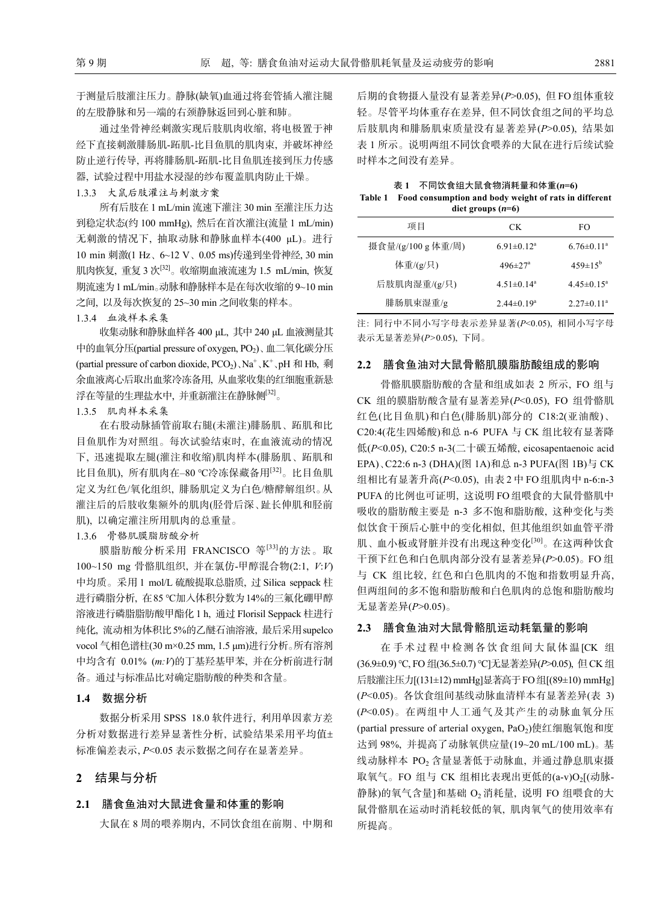于测量后肢灌注压力。静脉(缺氧)血通过将套管插入灌注腿的左股静脉和另一端的右颈静脉返回到心脏和肺。

通过坐骨神经刺激实现后肢肌肉收缩, 将电极置于神经下直接刺激腓肠肌-跖肌-比目鱼肌的肌肉束, 并破坏神经防止逆行传导, 再将腓肠肌-跖肌-比目鱼肌连接到压力传感器, 试验过程中用盐水浸湿的纱布覆盖肌肉防止干燥。

#### 1.3.3 大鼠后肢灌注与刺激方案

所有后肢在 1 mL/min 流速下灌注 30 min 至灌注压力达到稳定状态(约 100 mmHg), 然后在首次灌注(流量 1 mL/min)无刺激的情况下, 抽取动脉和静脉血样本(400 μL)。进行 10 min 刺激(1 Hz、6~12 V、0.05 ms)传递到坐骨神经, 30 min 肌肉恢复, 重复 3 次[32]。收缩期血液流速为 1.5 mL/min, 恢复期流速为 1 mL/min。动脉和静脉样本是在每次收缩的 9~10 min 之间, 以及每次恢复的 25~30 min 之间收集的样本。

#### 1.3.4 血液样本采集

收集动脉和静脉血样各 400 μL, 其中 240 μL 血液测量其中的血氧分压(partial pressure of oxygen, $PO_2$)、血二氧化碳分压(partial pressure of carbon dioxide, $PCO_2$)、$Na^+$、$K^+$、pH 和 Hb, 剩余血液离心后取出血浆冷冻备用, 从血浆收集的红细胞重新悬浮在等量的生理盐水中, 并重新灌注在静脉侧[32]。

#### 1.3.5 肌肉样本采集

在右股动脉插管前取右腿(未灌注)腓肠肌、跖肌和比目鱼肌作为对照组。每次试验结束时, 在血液流动的情况下, 迅速提取左腿(灌注和收缩)肌肉样本(腓肠肌、跖肌和比目鱼肌), 所有肌肉在–80 ℃冷冻保藏备用[32]。比目鱼肌定义为红色/氧化组织, 腓肠肌定义为白色/糖酵解组织。从灌注后的后肢收集额外的肌肉(胫骨后深、趾长伸肌和胫前肌), 以确定灌注所用肌肉的总重量。

#### 1.3.6 骨骼肌膜脂肪酸分析

膜脂肪酸分析采用 FRANCISCO 等[33]的方法。取 100~150 mg 骨骼肌组织, 并在氯仿-甲醇混合物(2:1, *V*:*V*)中均质。采用 1 mol/L 硫酸提取总脂质, 过 Silica seppack 柱进行磷脂分析, 在85 ℃加入体积分数为14%的三氟化硼甲醇溶液进行磷脂脂肪酸甲酯化 1 h, 通过 Florisil Seppack 柱进行纯化, 流动相为体积比5%的乙醚石油溶液, 最后采用supelco vocol 气相色谱柱(30 m×0.25 mm, 1.5 μm)进行分析。所有溶剂中均含有 0.01% (*m*:*V*)的丁基羟基甲苯, 并在分析前进行制备。通过与标准品比对确定脂肪酸的种类和含量。

### 1.4 数据分析

数据分析采用 SPSS 18.0 软件进行, 利用单因素方差分析对数据进行差异显著性分析, 试验结果采用平均值±标准偏差表示, $P<0.05$ 表示数据之间存在显著差异。

## 2 结果与分析

### 2.1 膳食鱼油对大鼠进食量和体重的影响

大鼠在 8 周的喂养期内, 不同饮食组在前期、中期和后期的食物摄入量没有显著差异($P>0.05$), 但 FO 组体重较轻。尽管平均体重存在差异, 但不同饮食组之间的平均总后肢肌肉和腓肠肌束质量没有显著差异($P>0.05$), 结果如表 1 所示。说明两组不同饮食喂养的大鼠在进行后续试验时样本之间没有差异。

**表 1 不同饮食组大鼠食物消耗量和体重($n=6$)**

**Table 1 Food consumption and body weight of rats in different diet groups ($n=6$)**

| 项目 | CK | FO |
|---|---|---|
| 摄食量/(g/100 g 体重/周) | 6.91±0.12[a] | 6.76±0.11[a] |
| 体重/(g/只) | 496±27[a] | 459±15[b] |
| 后肢肌肉湿重/(g/只) | 4.51±0.14[a] | 4.45±0.15[a] |
| 腓肠肌束湿重/g | 2.44±0.19[a] | 2.27±0.11[a] |

注: 同行中不同小写字母表示差异显著($P<0.05$), 相同小写字母表示无显著差异($P>0.05$), 下同。

### 2.2 膳食鱼油对大鼠骨骼肌膜脂肪酸组成的影响

骨骼肌膜脂肪酸的含量和组成如表 2 所示, FO 组与 CK 组的膜脂肪酸含量有显著差异($P<0.05$), FO 组骨骼肌红色(比目鱼肌)和白色(腓肠肌)部分的 C18:2(亚油酸)、C20:4(花生四烯酸)和总 n-6 PUFA 与 CK 组比较有显著降低($P<0.05$), C20:5 n-3(二十碳五烯酸, eicosapentaenoic acid EPA)、C22:6 n-3 (DHA)(图 1A)和总 n-3 PUFA(图 1B)与 CK 组相比有显著升高($P<0.05$), 由表 2 中 FO 组肌肉中 n-6:n-3 PUFA 的比例也可证明, 这说明 FO 组喂食的大鼠骨骼肌中吸收的脂肪酸主要是 n-3 多不饱和脂肪酸, 这种变化与类似饮食干预后心脏中的变化相似, 但其他组织如血管平滑肌、血小板或肾脏并没有出现这种变化[30]。在这两种饮食干预下红色和白色肌肉部分没有显著差异($P>0.05$)。FO 组与 CK 组比较, 红色和白色肌肉的不饱和指数明显升高, 但两组间的多不饱和脂肪酸和白色肌肉的总饱和脂肪酸均无显著差异($P>0.05$)。

### 2.3 膳食鱼油对大鼠骨骼肌运动耗氧量的影响

在手术过程中检测各饮食组间大鼠体温[CK 组(36.9±0.9) ℃, FO 组(36.5±0.7) ℃]无显著差异($P>0.05$), 但 CK 组后肢灌注压力[(131±12) mmHg]显著高于 FO 组[(89±10) mmHg] ($P<0.05$)。各饮食组间基线动脉血清样本有显著差异(表 3) ($P<0.05$)。在两组中人工通气及其产生的动脉血氧分压(partial pressure of arterial oxygen, $PaO_2$)使红细胞氧饱和度达到 98%, 并提高了动脉氧供应量(19~20 mL/100 mL)。基线动脉样本 $PO_2$ 含量显著低于动脉血, 并通过静息肌束摄取氧气。FO 组与 CK 组相比表现出更低的(a-v)$O_2$[(动脉-静脉)的氧气含量]和基础 $O_2$ 消耗量, 说明 FO 组喂食的大鼠骨骼肌在运动时消耗较低的氧, 肌肉氧气的使用效率有所提高。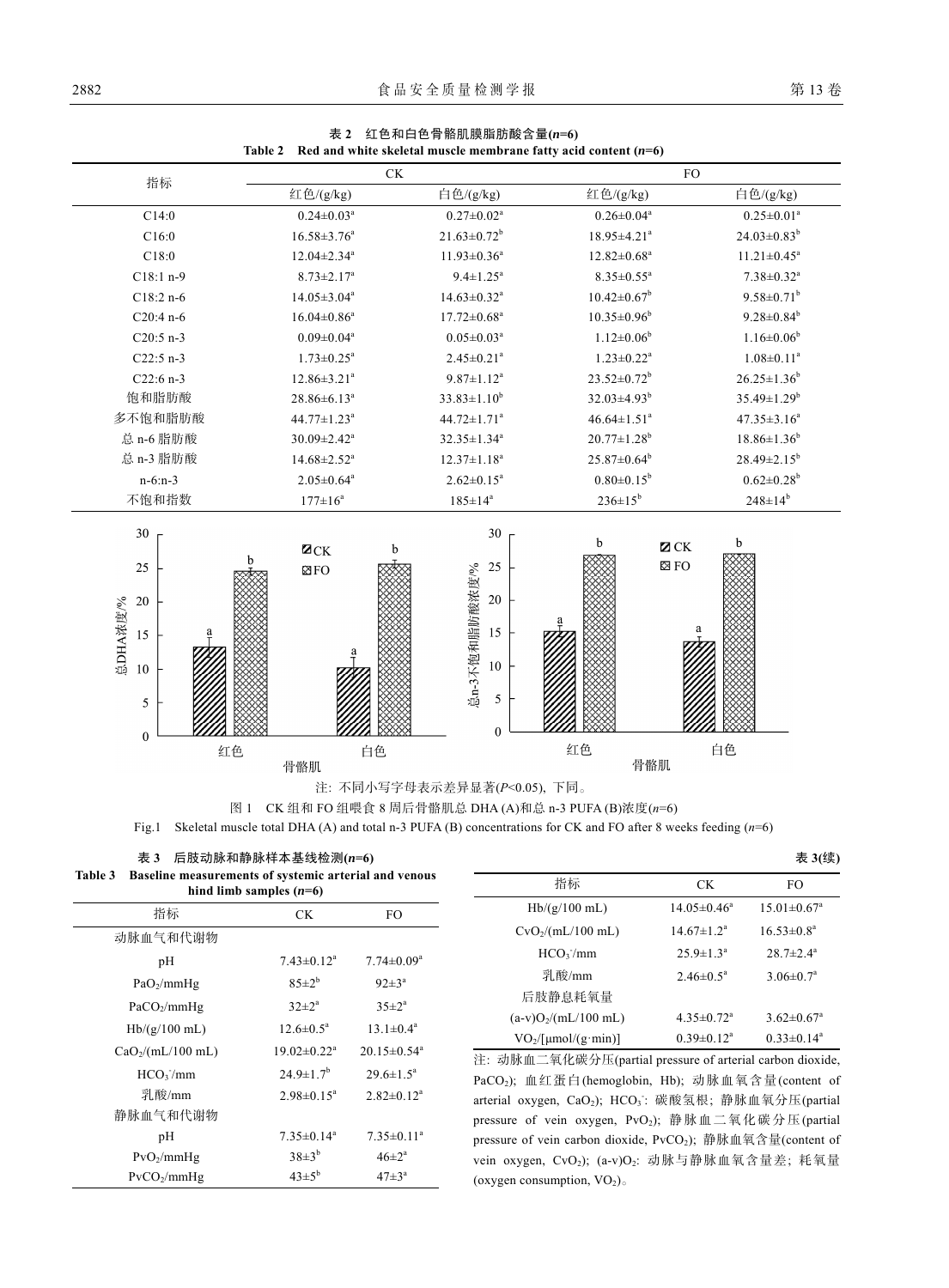表 2 红色和白色骨骼肌膜脂肪酸含量($n$=6)

Table 2 Red and white skeletal muscle membrane fatty acid content ($n$=6)

| 指标 | CK | | FO | |
|---|---|---|---|---|
| | 红色/(g/kg) | 白色/(g/kg) | 红色/(g/kg) | 白色/(g/kg) |
| C14:0 | $0.24±0.03^a$ | $0.27±0.02^a$ | $0.26±0.04^a$ | $0.25±0.01^a$ |
| C16:0 | $16.58±3.76^a$ | $21.63±0.72^b$ | $18.95±4.21^a$ | $24.03±0.83^b$ |
| C18:0 | $12.04±2.34^a$ | $11.93±0.36^a$ | $12.82±0.68^a$ | $11.21±0.45^a$ |
| C18:1 n-9 | $8.73±2.17^a$ | $9.4±1.25^a$ | $8.35±0.55^a$ | $7.38±0.32^a$ |
| C18:2 n-6 | $14.05±3.04^a$ | $14.63±0.32^a$ | $10.42±0.67^b$ | $9.58±0.71^b$ |
| C20:4 n-6 | $16.04±0.86^a$ | $17.72±0.68^a$ | $10.35±0.96^b$ | $9.28±0.84^b$ |
| C20:5 n-3 | $0.09±0.04^a$ | $0.05±0.03^a$ | $1.12±0.06^b$ | $1.16±0.06^b$ |
| C22:5 n-3 | $1.73±0.25^a$ | $2.45±0.21^a$ | $1.23±0.22^a$ | $1.08±0.11^a$ |
| C22:6 n-3 | $12.86±3.21^a$ | $9.87±1.12^a$ | $23.52±0.72^b$ | $26.25±1.36^b$ |
| 饱和脂肪酸 | $28.86±6.13^a$ | $33.83±1.10^b$ | $32.03±4.93^b$ | $35.49±1.29^b$ |
| 多不饱和脂肪酸 | $44.77±1.23^a$ | $44.72±1.71^a$ | $46.64±1.51^a$ | $47.35±3.16^a$ |
| 总 n-6 脂肪酸 | $30.09±2.42^a$ | $32.35±1.34^a$ | $20.77±1.28^b$ | $18.86±1.36^b$ |
| 总 n-3 脂肪酸 | $14.68±2.52^a$ | $12.37±1.18^a$ | $25.87±0.64^b$ | $28.49±2.15^b$ |
| n-6:n-3 | $2.05±0.64^a$ | $2.62±0.15^a$ | $0.80±0.15^b$ | $0.62±0.28^b$ |
| 不饱和指数 | $177±16^a$ | $185±14^a$ | $236±15^b$ | $248±14^b$ |

注: 不同小写字母表示差异显著($P$<0.05), 下同。

图 1 CK 组和 FO 组喂食 8 周后骨骼肌总 DHA (A)和总 n-3 PUFA (B)浓度($n$=6)

Fig.1 Skeletal muscle total DHA (A) and total n-3 PUFA (B) concentrations for CK and FO after 8 weeks feeding ($n$=6)

表 3 后肢动脉和静脉样本基线检测($n$=6)

Table 3 Baseline measurements of systemic arterial and venous hind limb samples ($n$=6)

| 指标 | CK | FO |
|---|---|---|
| 动脉血气和代谢物 | | |
| pH | $7.43±0.12^a$ | $7.74±0.09^a$ |
| $PaO_2$/mmHg | $85±2^b$ | $92±3^a$ |
| $PaCO_2$/mmHg | $32±2^a$ | $35±2^a$ |
| Hb/(g/100 mL) | $12.6±0.5^a$ | $13.1±0.4^a$ |
| $CaO_2$/(mL/100 mL) | $19.02±0.22^a$ | $20.15±0.54^a$ |
| $HCO_3^-$/mm | $24.9±1.7^b$ | $29.6±1.5^a$ |
| 乳酸/mm | $2.98±0.15^a$ | $2.82±0.12^a$ |
| 静脉血气和代谢物 | | |
| pH | $7.35±0.14^a$ | $7.35±0.11^a$ |
| $PvO_2$/mmHg | $38±3^b$ | $46±2^a$ |
| $PvCO_2$/mmHg | $43±5^b$ | $47±3^a$ |
| Hb/(g/100 mL) | $14.05±0.46^a$ | $15.01±0.67^a$ |
| $CvO_2$/(mL/100 mL) | $14.67±1.2^a$ | $16.53±0.8^a$ |
| $HCO_3^-$/mm | $25.9±1.3^a$ | $28.7±2.4^a$ |
| 乳酸/mm | $2.46±0.5^a$ | $3.06±0.7^a$ |
| 后肢静息耗氧量 | | |
| $(a\text{-}v)O_2$/(mL/100 mL) | $4.35±0.72^a$ | $3.62±0.67^a$ |
| $VO_2$/[μmol/(g·min)] | $0.39±0.12^a$ | $0.33±0.14^a$ |

注: 动脉血二氧化碳分压(partial pressure of arterial carbon dioxide, $PaCO_2$); 血红蛋白(hemoglobin, Hb); 动脉血氧含量(content of arterial oxygen, $CaO_2$); $HCO_3^-$: 碳酸氢根; 静脉血氧分压(partial pressure of vein oxygen, $PvO_2$); 静脉血二氧化碳分压(partial pressure of vein carbon dioxide, $PvCO_2$); 静脉血氧含量(content of vein oxygen, $CvO_2$); $(a\text{-}v)O_2$: 动脉与静脉血氧含量差; 耗氧量(oxygen consumption, $VO_2$)。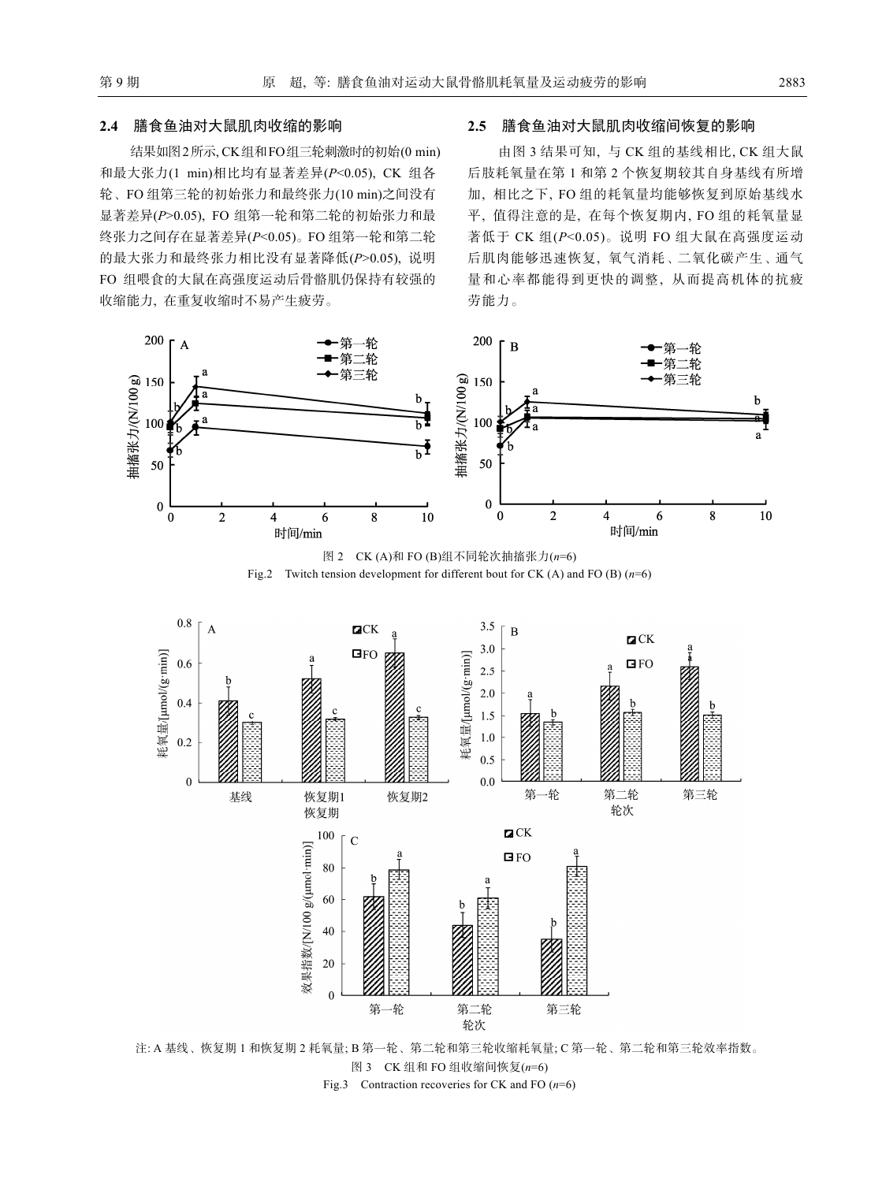### 2.4 膳食鱼油对大鼠肌肉收缩的影响

结果如图2所示,CK组和FO组三轮刺激时的初始(0 min)和最大张力(1 min)相比均有显著差异($P$<0.05), CK 组各轮、FO组第三轮的初始张力和最终张力(10 min)之间没有显著差异($P$>0.05), FO 组第一轮和第二轮的初始张力和最终张力之间存在显著差异($P$<0.05)。FO组第一轮和第二轮的最大张力和最终张力相比没有显著降低($P$>0.05), 说明 FO 组喂食的大鼠在高强度运动后骨骼肌仍保持有较强的收缩能力, 在重复收缩时不易产生疲劳。

### 2.5 膳食鱼油对大鼠肌肉收缩间恢复的影响

由图 3 结果可知, 与 CK 组的基线相比, CK 组大鼠后肢耗氧量在第 1 和第 2 个恢复期较其自身基线有所增加, 相比之下, FO 组的耗氧量均能够恢复到原始基线水平, 值得注意的是, 在每个恢复期内, FO 组的耗氧量显著低于 CK 组($P$<0.05)。说明 FO 组大鼠在高强度运动后肌肉能够迅速恢复, 氧气消耗、二氧化碳产生、通气量和心率都能得到更快的调整, 从而提高机体的抗疲劳能力。

图 2 CK (A)和 FO (B)组不同轮次抽搐张力($n$=6)

Fig.2 Twitch tension development for different bout for CK (A) and FO (B) ($n$=6)

注: A 基线、恢复期 1 和恢复期 2 耗氧量; B 第一轮、第二轮和第三轮收缩耗氧量; C 第一轮、第二轮和第三轮效率指数。

图 3 CK 组和 FO 组收缩间恢复($n$=6)

Fig.3 Contraction recoveries for CK and FO ($n$=6)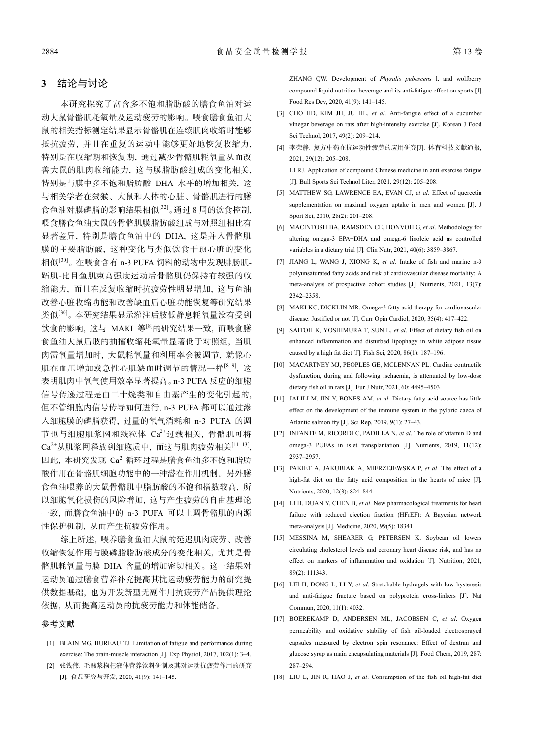## 3 结论与讨论

本研究探究了富含多不饱和脂肪酸的膳食鱼油对运动大鼠骨骼肌耗氧量及运动疲劳的影响。喂食膳食鱼油大鼠的相关指标测定结果显示骨骼肌在连续肌肉收缩时能够抵抗疲劳, 并且在重复的运动中能够更好地恢复收缩力, 特别是在收缩期和恢复期, 通过减少骨骼肌耗氧量从而改善大鼠的肌肉收缩能力, 这与膜脂肪酸组成的变化相关, 特别是与膜中多不饱和脂肪酸 DHA 水平的增加相关, 这与相关学者在狨猴、大鼠和人体的心脏、骨骼肌进行的膳食鱼油对膜磷脂的影响结果相似[32]。通过 8 周的饮食控制, 喂食膳食鱼油大鼠的骨骼肌膜脂肪酸组成与对照组相比有显著差异, 特别是膳食鱼油中的 DHA, 这是并入骨骼肌膜的主要脂肪酸, 这种变化与类似饮食干预心脏的变化相似[30]。在喂食含有 n-3 PUFA 饲料的动物中发现腓肠肌-跖肌-比目鱼肌束高强度运动后骨骼肌仍保持有较强的收缩能力, 而且在反复收缩时抗疲劳性明显增加, 这与鱼油改善心脏收缩功能和改善缺血后心脏功能恢复等研究结果类似[30]。本研究结果显示灌注后肢低静息耗氧量没有受到饮食的影响, 这与 MAKI 等[8]的研究结果一致, 而喂食膳食鱼油大鼠后肢的抽搐收缩耗氧量显著低于对照组, 当肌肉需氧量增加时, 大鼠耗氧量和利用率会被调节, 就像心肌在血压增加或急性心肌缺血时调节的情况一样[8–9], 这表明肌肉中氧气使用效率显著提高。n-3 PUFA 反应的细胞信号传递过程是由二十烷类和自由基产生的变化引起的, 但不管细胞内信号传导如何进行, n-3 PUFA 都可以通过渗入细胞膜的磷脂获得, 过量的氧气消耗和 n-3 PUFA 的调节也与细胞肌浆网和线粒体 $Ca^{2+}$过载相关, 骨骼肌可将 $Ca^{2+}$从肌浆网释放到细胞质中, 而这与肌肉疲劳相关[11–13], 因此, 本研究发现 $Ca^{2+}$循环过程是膳食鱼油多不饱和脂肪酸作用在骨骼肌细胞功能中的一种潜在作用机制。另外膳食鱼油喂养的大鼠骨骼肌中脂肪酸的不饱和指数较高, 所以细胞氧化损伤的风险增加, 这与产生疲劳的自由基理论一致, 而膳食鱼油中的 n-3 PUFA 可以上调骨骼肌的内源性保护机制, 从而产生抗疲劳作用。

综上所述, 喂养膳食鱼油大鼠的延迟肌肉疲劳、改善收缩恢复作用与膜磷脂脂肪酸成分的变化相关, 尤其是骨骼肌耗氧量与膜 DHA 含量的增加密切相关。这一结果对运动员通过膳食营养补充提高其抗运动疲劳能力的研究提供数据基础, 也为开发新型无副作用抗疲劳产品提供理论依据, 从而提高运动员的抗疲劳能力和体能储备。

## 参考文献

[1] BLAIN MG, HUREAU TJ. Limitation of fatigue and performance during exercise: The brain-muscle interaction [J]. Exp Physiol, 2017, 102(1): 3–4.

[2] 张钱伟. 毛酸浆枸杞液体营养饮料研制及其对运动抗疲劳作用的研究[J]. 食品研究与开发, 2020, 41(9): 141–145.

ZHANG QW. Development of *Physalis pubescens* l. and wolfberry compound liquid nutrition beverage and its anti-fatigue effect on sports [J]. Food Res Dev, 2020, 41(9): 141–145.

[3] CHO HD, KIM JH, JU HL, *et al*. Anti-fatigue effect of a cucumber vinegar beverage on rats after high-intensity exercise [J]. Korean J Food Sci Technol, 2017, 49(2): 209–214.

[4] 李荣静. 复方中药在抗运动性疲劳的应用研究[J]. 体育科技文献通报, 2021, 29(12): 205–208.

LI RJ. Application of compound Chinese medicine in anti exercise fatigue [J]. Bull Sports Sci Technol Liter, 2021, 29(12): 205–208.

[5] MATTHEW SG, LAWRENCE EA, EVAN CJ, *et al*. Effect of quercetin supplementation on maximal oxygen uptake in men and women [J]. J Sport Sci, 2010, 28(2): 201–208.

[6] MACINTOSH BA, RAMSDEN CE, HONVOH G, *et al*. Methodology for altering omega-3 EPA+DHA and omega-6 linoleic acid as controlled variables in a dietary trial [J]. Clin Nutr, 2021, 40(6): 3859–3867.

[7] JIANG L, WANG J, XIONG K, *et al*. Intake of fish and marine n-3 polyunsaturated fatty acids and risk of cardiovascular disease mortality: A meta-analysis of prospective cohort studies [J]. Nutrients, 2021, 13(7): 2342–2358.

[8] MAKI KC, DICKLIN MR. Omega-3 fatty acid therapy for cardiovascular disease: Justified or not [J]. Curr Opin Cardiol, 2020, 35(4): 417–422.

[9] SAITOH K, YOSHIMURA T, SUN L, *et al*. Effect of dietary fish oil on enhanced inflammation and disturbed lipophagy in white adipose tissue caused by a high fat diet [J]. Fish Sci, 2020, 86(1): 187–196.

[10] MACARTNEY MJ, PEOPLES GE, MCLENNAN PL. Cardiac contractile dysfunction, during and following ischaemia, is attenuated by low-dose dietary fish oil in rats [J]. Eur J Nutr, 2021, 60: 4495–4503.

[11] JALILI M, JIN Y, BONES AM, *et al*. Dietary fatty acid source has little effect on the development of the immune system in the pyloric caeca of Atlantic salmon fry [J]. Sci Rep, 2019, 9(1): 27–43.

[12] INFANTE M, RICORDI C, PADILLA N, *et al*. The role of vitamin D and omega-3 PUFAs in islet transplantation [J]. Nutrients, 2019, 11(12): 2937–2957.

[13] PAKIET A, JAKUBIAK A, MIERZEJEWSKA P, *et al*. The effect of a high-fat diet on the fatty acid composition in the hearts of mice [J]. Nutrients, 2020, 12(3): 824–844.

[14] LI H, DUAN Y, CHEN B, *et al*. New pharmacological treatments for heart failure with reduced ejection fraction (HFrEF): A Bayesian network meta-analysis [J]. Medicine, 2020, 99(5): 18341.

[15] MESSINA M, SHEARER G, PETERSEN K. Soybean oil lowers circulating cholesterol levels and coronary heart disease risk, and has no effect on markers of inflammation and oxidation [J]. Nutrition, 2021, 89(2): 111343.

[16] LEI H, DONG L, LI Y, *et al*. Stretchable hydrogels with low hysteresis and anti-fatigue fracture based on polyprotein cross-linkers [J]. Nat Commun, 2020, 11(1): 4032.

[17] BOEREKAMP D, ANDERSEN ML, JACOBSEN C, *et al*. Oxygen permeability and oxidative stability of fish oil-loaded electrosprayed capsules measured by electron spin resonance: Effect of dextran and glucose syrup as main encapsulating materials [J]. Food Chem, 2019, 287: 287–294.

[18] LIU L, JIN R, HAO J, *et al*. Consumption of the fish oil high-fat diet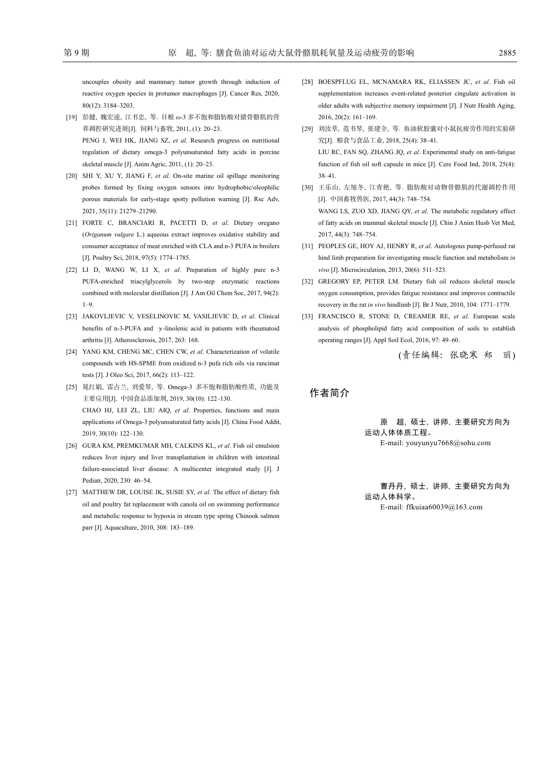uncouples obesity and mammary tumor growth through induction of reactive oxygen species in protumor macrophages [J]. Cancer Res, 2020, 80(12): 3184–3203.

[19] 彭健, 魏宏逵, 江书忠, 等. 日粮 $\omega$-3 多不饱和脂肪酸对猪骨骼肌的营养调控研究进展[J]. 饲料与畜牧, 2011, (1): 20–23.
PENG J, WEI HK, JIANG SZ, *et al*. Research progress on nutritional regulation of dietary omega-3 polyunsaturated fatty acids in porcine skeletal muscle [J]. Anim Agric, 2011, (1): 20–23.

[20] SHI Y, XU Y, JIANG F, *et al*. On-site marine oil spillage monitoring probes formed by fixing oxygen sensors into hydrophobic/oleophilic porous materials for early-stage spotty pollution warning [J]. Rsc Adv, 2021, 35(11): 21279–21290.

[21] FORTE C, BRANCIARI R, PACETTI D, *et al*. Dietary oregano (*Origanum vulgare* L.) aqueous extract improves oxidative stability and consumer acceptance of meat enriched with CLA and n-3 PUFA in broilers [J]. Poultry Sci, 2018, 97(5): 1774–1785.

[22] LI D, WANG W, LI X, *et al*. Preparation of highly pure n-3 PUFA-enriched triacylglycerols by two-step enzymatic reactions combined with molecular distillation [J]. J Am Oil Chem Soc, 2017, 94(2): 1–9.

[23] JAKOVLJEVIC V, VESELINOVIC M, VASILJEVIC D, *et al*. Clinical benefits of n-3-PUFA and $\gamma$-linolenic acid in patients with rheumatoid arthritis [J]. Atherosclerosis, 2017, 263: 168.

[24] YANG KM, CHENG MC, CHEN CW, *et al*. Characterization of volatile compounds with HS-SPME from oxidized n-3 pufa rich oils via rancimat tests [J]. J Oleo Sci, 2017, 66(2): 113–122.

[25] 晁红娟, 雷占兰, 刘爱琴, 等. Omega-3 多不饱和脂肪酸性质, 功能及主要应用[J]. 中国食品添加剂, 2019, 30(10): 122–130.
CHAO HJ, LEI ZL, LIU AIQ, *et al*. Properties, functions and main applications of Omega-3 polyunsaturated fatty acids [J]. China Food Addit, 2019, 30(10): 122–130.

[26] GURA KM, PREMKUMAR MH, CALKINS KL, *et al*. Fish oil emulsion reduces liver injury and liver transplantation in children with intestinal failure-associated liver disease: A multicenter integrated study [J]. J Pediatr, 2020, 230: 46–54.

[27] MATTHEW DR, LOUISE JK, SUSIE SY, *et al*. The effect of dietary fish oil and poultry fat replacement with canola oil on swimming performance and metabolic response to hypoxia in stream type spring Chinook salmon parr [J]. Aquaculture, 2010, 308: 183–189.

[28] BOESPFLUG EL, MCNAMARA RK, ELIASSEN JC, *et al*. Fish oil supplementation increases event-related posterior cingulate activation in older adults with subjective memory impairment [J]. J Nutr Health Aging, 2016, 20(2): 161–169.

[29] 刘汝萃, 范书琴, 张建全, 等. 鱼油软胶囊对小鼠抗疲劳作用的实验研究[J]. 粮食与食品工业, 2018, 25(4): 38–41.
LIU RC, FAN SQ, ZHANG JQ, *et al*. Experimental study on anti-fatigue function of fish oil soft capsule in mice [J]. Cere Food Ind, 2018, 25(4): 38–41.

[30] 王乐山, 左旭冬, 江青艳, 等. 脂肪酸对动物骨骼肌的代谢调控作用[J]. 中国畜牧兽医, 2017, 44(3): 748–754.
WANG LS, ZUO XD, JIANG QY, *et al*. The metabolic regulatory effect of fatty acids on mammal skeletal muscle [J]. Chin J Anim Husb Vet Med, 2017, 44(3): 748–754.

[31] PEOPLES GE, HOY AJ, HENRY R, *et al*. Autologous pump-perfused rat hind limb preparation for investigating muscle function and metabolism *in vivo* [J]. Microcirculation, 2013, 20(6): 511–523.

[32] GREGORY EP, PETER LM. Dietary fish oil reduces skeletal muscle oxygen consumption, provides fatigue resistance and improves contractile recovery in the rat *in vivo* hindlimb [J]. Br J Nutr, 2010, 104: 1771–1779.

[33] FRANCISCO R, STONE D, CREAMER RE, *et al*. European scale analysis of phospholipid fatty acid composition of soils to establish operating ranges [J]. Appl Soil Ecol, 2016, 97: 49–60.

(责任编辑: 张晓寒 郑 丽)

## 作者简介

原 超, 硕士, 讲师, 主要研究方向为运动人体体质工程。
E-mail: youyunyu7668@sohu.com

曹丹丹, 硕士, 讲师, 主要研究方向为运动人体科学。
E-mail: ffkuiaa60039@163.com